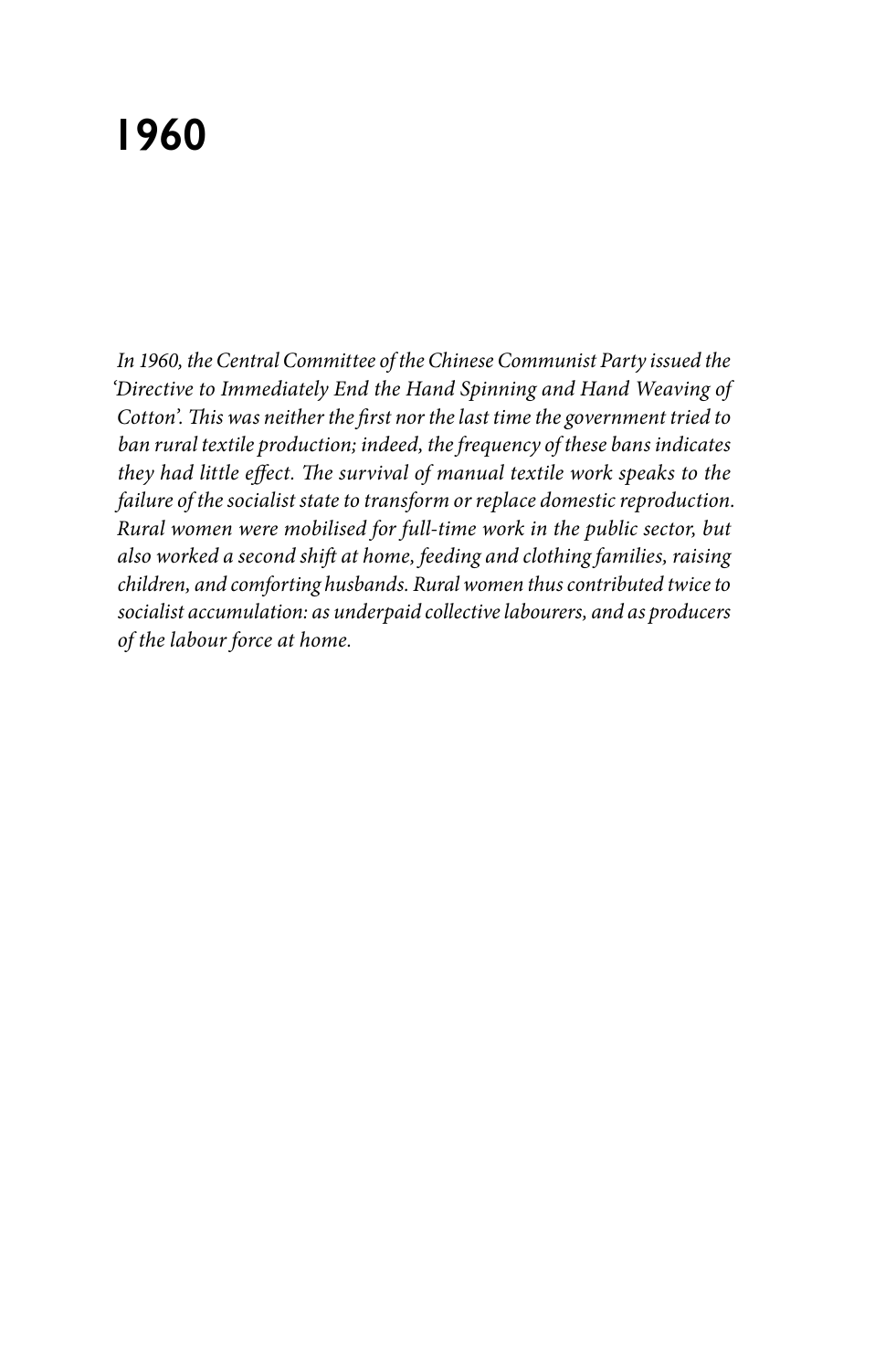# 1960

*In 1960, the Central Committee of the Chinese Communist Party issued the 'Directive to Immediately End the Hand Spinning and Hand Weaving of Cotton'. This was neither the first nor the last time the government tried to ban rural textile production; indeed, the frequency of these bans indicates they had little effect. The survival of manual textile work speaks to the failure of the socialist state to transform or replace domestic reproduction. Rural women were mobilised for full-time work in the public sector, but also worked a second shift at home, feeding and clothing families, raising children, and comforting husbands. Rural women thus contributed twice to socialist accumulation: as underpaid collective labourers, and as producers of the labour force at home.*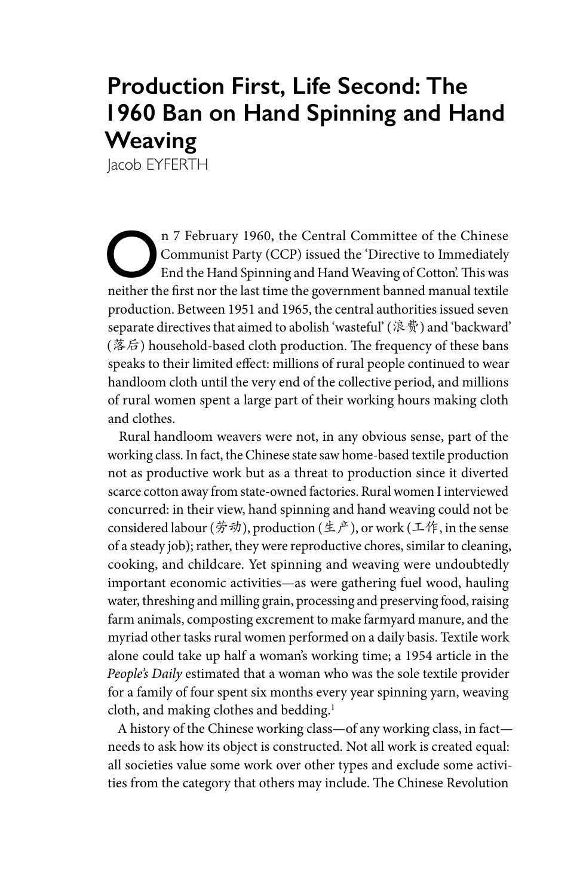# Production First, Life Second: The 1960 Ban on Hand Spinning and Hand Weaving

Jacob EYFERTH

On 7 February 1960, the Central Committee of the Chinese Communist Party (CCP) issued the 'Directive to Immediately End the Hand Spinning and Hand Weaving of Cotton'. This was neither the first nor the last time the government banned manual textile production. Between 1951 and 1965, the central authorities issued seven separate directives that aimed to abolish 'wasteful' (浪费) and 'backward' (落后) household-based cloth production. The frequency of these bans speaks to their limited effect: millions of rural people continued to wear handloom cloth until the very end of the collective period, and millions of rural women spent a large part of their working hours making cloth and clothes.

Rural handloom weavers were not, in any obvious sense, part of the working class. In fact, the Chinese state saw home-based textile production not as productive work but as a threat to production since it diverted scarce cotton away from state-owned factories. Rural women I interviewed concurred: in their view, hand spinning and hand weaving could not be considered labour (劳动), production (生产), or work (工作, in the sense of a steady job); rather, they were reproductive chores, similar to cleaning, cooking, and childcare. Yet spinning and weaving were undoubtedly important economic activities—as were gathering fuel wood, hauling water, threshing and milling grain, processing and preserving food, raising farm animals, composting excrement to make farmyard manure, and the myriad other tasks rural women performed on a daily basis. Textile work alone could take up half a woman's working time; a 1954 article in the *People's Daily* estimated that a woman who was the sole textile provider for a family of four spent six months every year spinning yarn, weaving cloth, and making clothes and bedding.[1]

A history of the Chinese working class—of any working class, in fact—needs to ask how its object is constructed. Not all work is created equal: all societies value some work over other types and exclude some activities from the category that others may include. The Chinese Revolution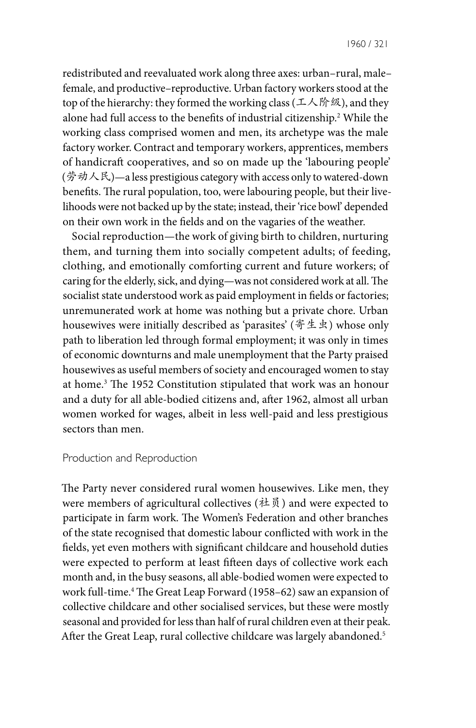redistributed and reevaluated work along three axes: urban–rural, male–female, and productive–reproductive. Urban factory workers stood at the top of the hierarchy: they formed the working class (工人阶级), and they alone had full access to the benefits of industrial citizenship.[2] While the working class comprised women and men, its archetype was the male factory worker. Contract and temporary workers, apprentices, members of handicraft cooperatives, and so on made up the 'labouring people' (劳动人民)—a less prestigious category with access only to watered-down benefits. The rural population, too, were labouring people, but their livelihoods were not backed up by the state; instead, their 'rice bowl' depended on their own work in the fields and on the vagaries of the weather.

Social reproduction—the work of giving birth to children, nurturing them, and turning them into socially competent adults; of feeding, clothing, and emotionally comforting current and future workers; of caring for the elderly, sick, and dying—was not considered work at all. The socialist state understood work as paid employment in fields or factories; unremunerated work at home was nothing but a private chore. Urban housewives were initially described as 'parasites' (寄生虫) whose only path to liberation led through formal employment; it was only in times of economic downturns and male unemployment that the Party praised housewives as useful members of society and encouraged women to stay at home.[3] The 1952 Constitution stipulated that work was an honour and a duty for all able-bodied citizens and, after 1962, almost all urban women worked for wages, albeit in less well-paid and less prestigious sectors than men.

## Production and Reproduction

The Party never considered rural women housewives. Like men, they were members of agricultural collectives (社员) and were expected to participate in farm work. The Women's Federation and other branches of the state recognised that domestic labour conflicted with work in the fields, yet even mothers with significant childcare and household duties were expected to perform at least fifteen days of collective work each month and, in the busy seasons, all able-bodied women were expected to work full-time.[4] The Great Leap Forward (1958–62) saw an expansion of collective childcare and other socialised services, but these were mostly seasonal and provided for less than half of rural children even at their peak. After the Great Leap, rural collective childcare was largely abandoned.[5]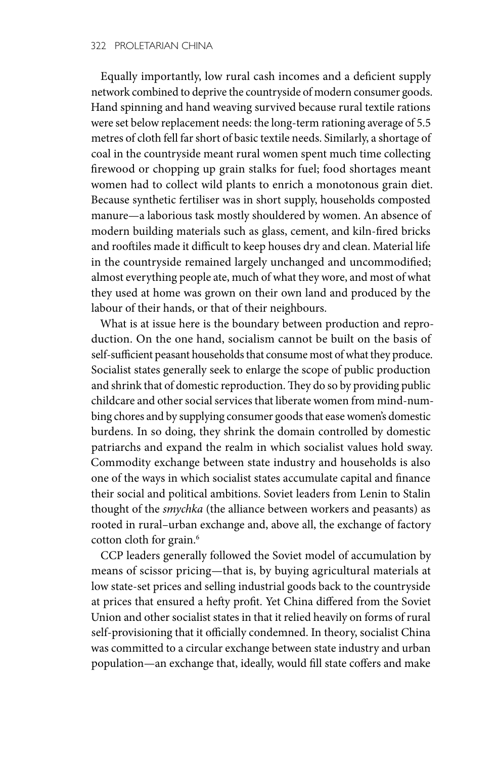Equally importantly, low rural cash incomes and a deficient supply network combined to deprive the countryside of modern consumer goods. Hand spinning and hand weaving survived because rural textile rations were set below replacement needs: the long-term rationing average of 5.5 metres of cloth fell far short of basic textile needs. Similarly, a shortage of coal in the countryside meant rural women spent much time collecting firewood or chopping up grain stalks for fuel; food shortages meant women had to collect wild plants to enrich a monotonous grain diet. Because synthetic fertiliser was in short supply, households composted manure—a laborious task mostly shouldered by women. An absence of modern building materials such as glass, cement, and kiln-fired bricks and rooftiles made it difficult to keep houses dry and clean. Material life in the countryside remained largely unchanged and uncommodified; almost everything people ate, much of what they wore, and most of what they used at home was grown on their own land and produced by the labour of their hands, or that of their neighbours.

What is at issue here is the boundary between production and reproduction. On the one hand, socialism cannot be built on the basis of self-sufficient peasant households that consume most of what they produce. Socialist states generally seek to enlarge the scope of public production and shrink that of domestic reproduction. They do so by providing public childcare and other social services that liberate women from mind-numbing chores and by supplying consumer goods that ease women's domestic burdens. In so doing, they shrink the domain controlled by domestic patriarchs and expand the realm in which socialist values hold sway. Commodity exchange between state industry and households is also one of the ways in which socialist states accumulate capital and finance their social and political ambitions. Soviet leaders from Lenin to Stalin thought of the *smychka* (the alliance between workers and peasants) as rooted in rural–urban exchange and, above all, the exchange of factory cotton cloth for grain.[6]

CCP leaders generally followed the Soviet model of accumulation by means of scissor pricing—that is, by buying agricultural materials at low state-set prices and selling industrial goods back to the countryside at prices that ensured a hefty profit. Yet China differed from the Soviet Union and other socialist states in that it relied heavily on forms of rural self-provisioning that it officially condemned. In theory, socialist China was committed to a circular exchange between state industry and urban population—an exchange that, ideally, would fill state coffers and make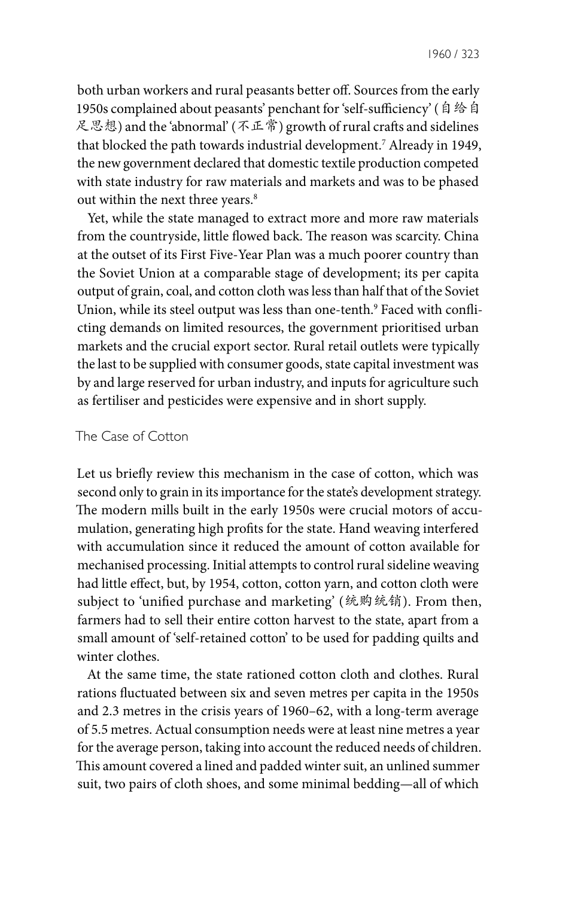both urban workers and rural peasants better off. Sources from the early 1950s complained about peasants' penchant for 'self-sufficiency' (自给自足思想) and the 'abnormal' (不正常) growth of rural crafts and sidelines that blocked the path towards industrial development.[7] Already in 1949, the new government declared that domestic textile production competed with state industry for raw materials and markets and was to be phased out within the next three years.[8]

Yet, while the state managed to extract more and more raw materials from the countryside, little flowed back. The reason was scarcity. China at the outset of its First Five-Year Plan was a much poorer country than the Soviet Union at a comparable stage of development; its per capita output of grain, coal, and cotton cloth was less than half that of the Soviet Union, while its steel output was less than one-tenth.[9] Faced with conflicting demands on limited resources, the government prioritised urban markets and the crucial export sector. Rural retail outlets were typically the last to be supplied with consumer goods, state capital investment was by and large reserved for urban industry, and inputs for agriculture such as fertiliser and pesticides were expensive and in short supply.

## The Case of Cotton

Let us briefly review this mechanism in the case of cotton, which was second only to grain in its importance for the state's development strategy. The modern mills built in the early 1950s were crucial motors of accumulation, generating high profits for the state. Hand weaving interfered with accumulation since it reduced the amount of cotton available for mechanised processing. Initial attempts to control rural sideline weaving had little effect, but, by 1954, cotton, cotton yarn, and cotton cloth were subject to 'unified purchase and marketing' (统购统销). From then, farmers had to sell their entire cotton harvest to the state, apart from a small amount of 'self-retained cotton' to be used for padding quilts and winter clothes.

At the same time, the state rationed cotton cloth and clothes. Rural rations fluctuated between six and seven metres per capita in the 1950s and 2.3 metres in the crisis years of 1960–62, with a long-term average of 5.5 metres. Actual consumption needs were at least nine metres a year for the average person, taking into account the reduced needs of children. This amount covered a lined and padded winter suit, an unlined summer suit, two pairs of cloth shoes, and some minimal bedding—all of which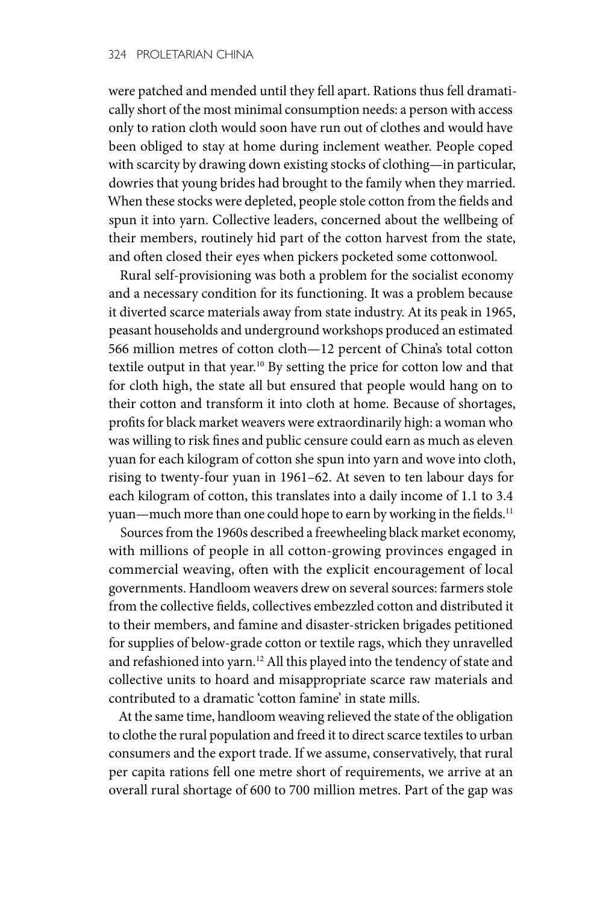were patched and mended until they fell apart. Rations thus fell dramatically short of the most minimal consumption needs: a person with access only to ration cloth would soon have run out of clothes and would have been obliged to stay at home during inclement weather. People coped with scarcity by drawing down existing stocks of clothing—in particular, dowries that young brides had brought to the family when they married. When these stocks were depleted, people stole cotton from the fields and spun it into yarn. Collective leaders, concerned about the wellbeing of their members, routinely hid part of the cotton harvest from the state, and often closed their eyes when pickers pocketed some cottonwool.

Rural self-provisioning was both a problem for the socialist economy and a necessary condition for its functioning. It was a problem because it diverted scarce materials away from state industry. At its peak in 1965, peasant households and underground workshops produced an estimated 566 million metres of cotton cloth—12 percent of China's total cotton textile output in that year.[10] By setting the price for cotton low and that for cloth high, the state all but ensured that people would hang on to their cotton and transform it into cloth at home. Because of shortages, profits for black market weavers were extraordinarily high: a woman who was willing to risk fines and public censure could earn as much as eleven yuan for each kilogram of cotton she spun into yarn and wove into cloth, rising to twenty-four yuan in 1961–62. At seven to ten labour days for each kilogram of cotton, this translates into a daily income of 1.1 to 3.4 yuan—much more than one could hope to earn by working in the fields.[11]

Sources from the 1960s described a freewheeling black market economy, with millions of people in all cotton-growing provinces engaged in commercial weaving, often with the explicit encouragement of local governments. Handloom weavers drew on several sources: farmers stole from the collective fields, collectives embezzled cotton and distributed it to their members, and famine and disaster-stricken brigades petitioned for supplies of below-grade cotton or textile rags, which they unravelled and refashioned into yarn.[12] All this played into the tendency of state and collective units to hoard and misappropriate scarce raw materials and contributed to a dramatic 'cotton famine' in state mills.

At the same time, handloom weaving relieved the state of the obligation to clothe the rural population and freed it to direct scarce textiles to urban consumers and the export trade. If we assume, conservatively, that rural per capita rations fell one metre short of requirements, we arrive at an overall rural shortage of 600 to 700 million metres. Part of the gap was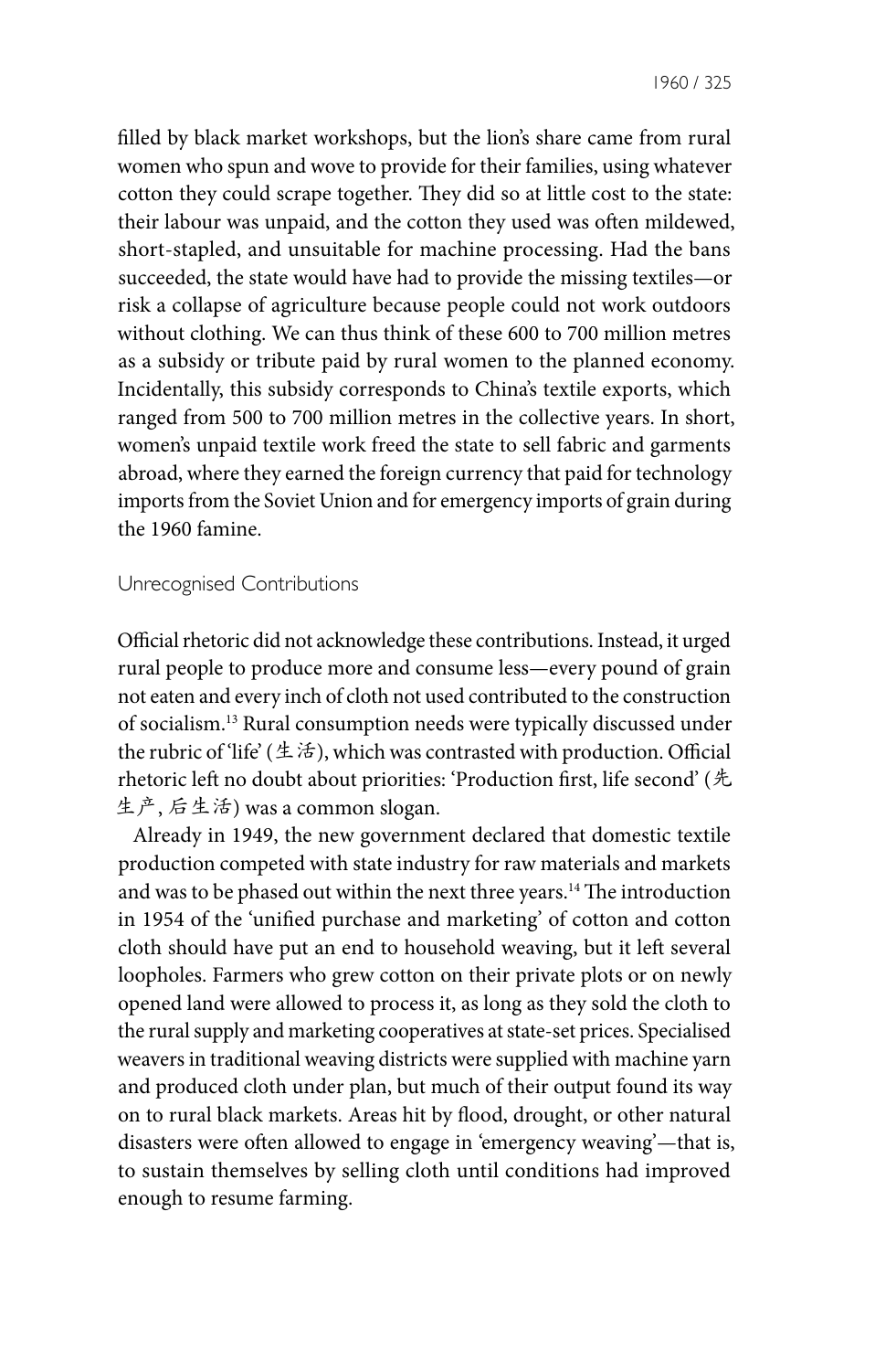filled by black market workshops, but the lion's share came from rural women who spun and wove to provide for their families, using whatever cotton they could scrape together. They did so at little cost to the state: their labour was unpaid, and the cotton they used was often mildewed, short-stapled, and unsuitable for machine processing. Had the bans succeeded, the state would have had to provide the missing textiles—or risk a collapse of agriculture because people could not work outdoors without clothing. We can thus think of these 600 to 700 million metres as a subsidy or tribute paid by rural women to the planned economy. Incidentally, this subsidy corresponds to China's textile exports, which ranged from 500 to 700 million metres in the collective years. In short, women's unpaid textile work freed the state to sell fabric and garments abroad, where they earned the foreign currency that paid for technology imports from the Soviet Union and for emergency imports of grain during the 1960 famine.

## Unrecognised Contributions

Official rhetoric did not acknowledge these contributions. Instead, it urged rural people to produce more and consume less—every pound of grain not eaten and every inch of cloth not used contributed to the construction of socialism.[13] Rural consumption needs were typically discussed under the rubric of 'life' (生活), which was contrasted with production. Official rhetoric left no doubt about priorities: 'Production first, life second' (先生产, 后生活) was a common slogan.

Already in 1949, the new government declared that domestic textile production competed with state industry for raw materials and markets and was to be phased out within the next three years.[14] The introduction in 1954 of the 'unified purchase and marketing' of cotton and cotton cloth should have put an end to household weaving, but it left several loopholes. Farmers who grew cotton on their private plots or on newly opened land were allowed to process it, as long as they sold the cloth to the rural supply and marketing cooperatives at state-set prices. Specialised weavers in traditional weaving districts were supplied with machine yarn and produced cloth under plan, but much of their output found its way on to rural black markets. Areas hit by flood, drought, or other natural disasters were often allowed to engage in 'emergency weaving'—that is, to sustain themselves by selling cloth until conditions had improved enough to resume farming.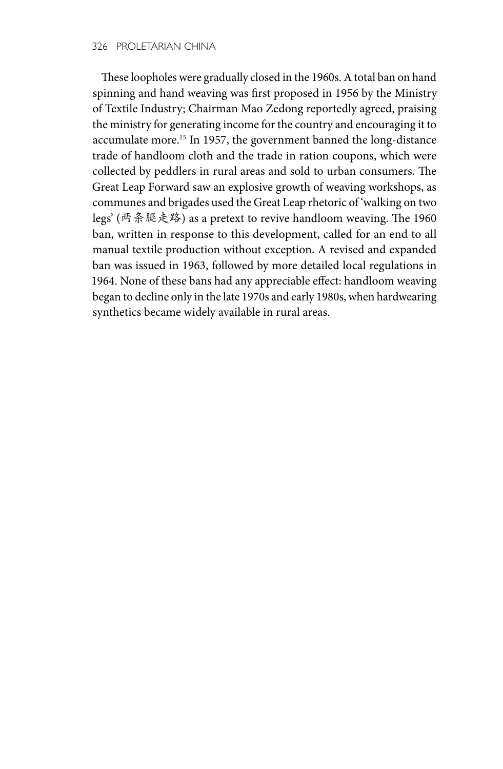These loopholes were gradually closed in the 1960s. A total ban on hand spinning and hand weaving was first proposed in 1956 by the Ministry of Textile Industry; Chairman Mao Zedong reportedly agreed, praising the ministry for generating income for the country and encouraging it to accumulate more.[15] In 1957, the government banned the long-distance trade of handloom cloth and the trade in ration coupons, which were collected by peddlers in rural areas and sold to urban consumers. The Great Leap Forward saw an explosive growth of weaving workshops, as communes and brigades used the Great Leap rhetoric of 'walking on two legs' (两条腿走路) as a pretext to revive handloom weaving. The 1960 ban, written in response to this development, called for an end to all manual textile production without exception. A revised and expanded ban was issued in 1963, followed by more detailed local regulations in 1964. None of these bans had any appreciable effect: handloom weaving began to decline only in the late 1970s and early 1980s, when hardwearing synthetics became widely available in rural areas.